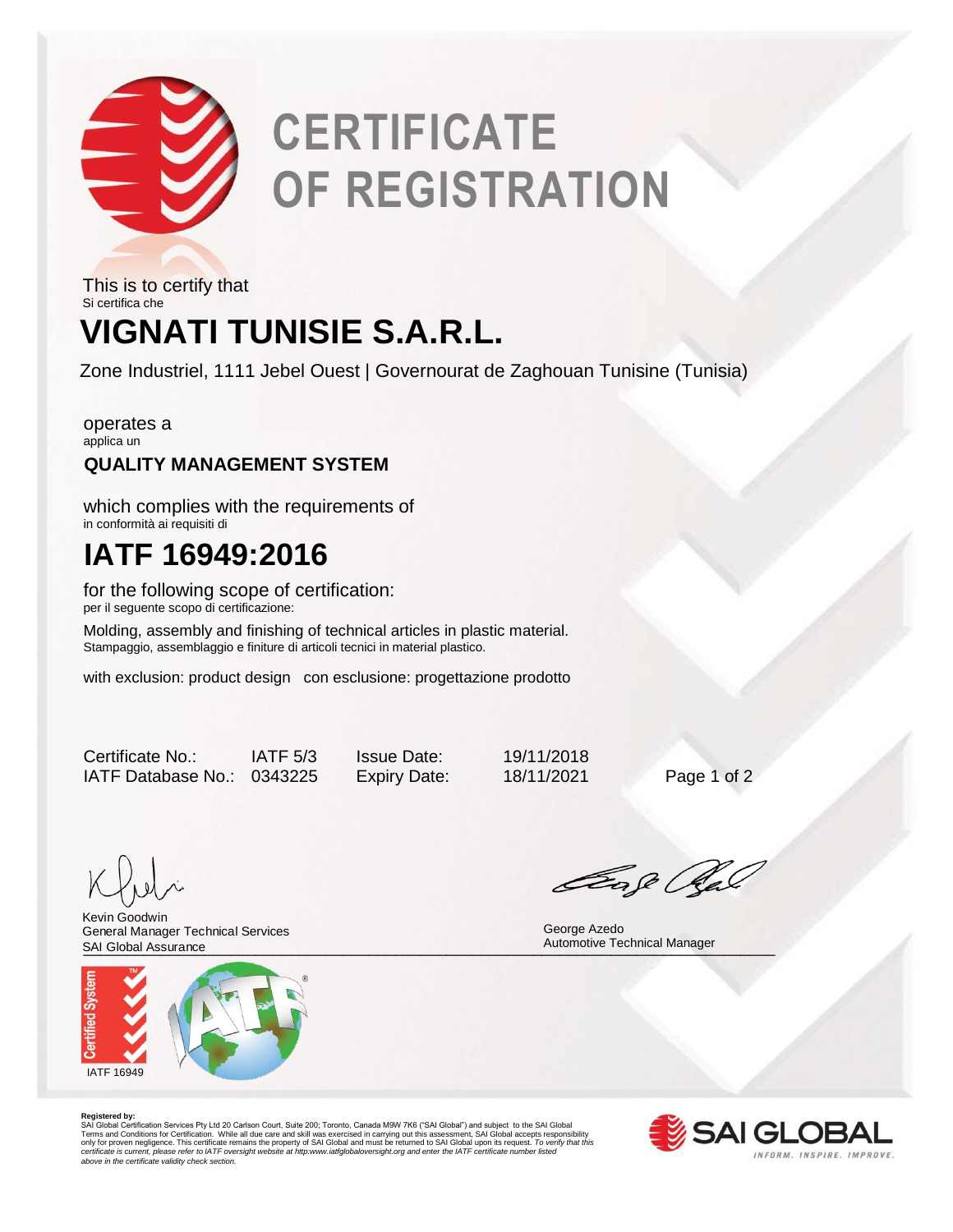# CERTIFICATE OF REGISTRATION

This is to certify that
Si certifica che

## VIGNATI TUNISIE S.A.R.L.

Zone Industriel, 1111 Jebel Ouest | Governourat de Zaghouan Tunisine (Tunisia)

operates a
applica un

**QUALITY MANAGEMENT SYSTEM**

which complies with the requirements of
in conformità ai requisiti di

## IATF 16949:2016

for the following scope of certification:
per il seguente scopo di certificazione:

Molding, assembly and finishing of technical articles in plastic material.
Stampaggio, assemblaggio e finiture di articoli tecnici in material plastico.

with exclusion: product design   con esclusione: progettazione prodotto

| | | | |
|---|---|---|---|
| Certificate No.: | IATF 5/3 | Issue Date: | 19/11/2018 |
| IATF Database No.: | 0343225 | Expiry Date: | 18/11/2021 |

Kevin Goodwin
General Manager Technical Services
SAI Global Assurance

George Azedo
Automotive Technical Manager

IATF 16949

**Registered by:**
SAI Global Certification Services Pty Ltd 20 Carlson Court, Suite 200; Toronto, Canada M9W 7K6 ("SAI Global") and subject to the SAI Global Terms and Conditions for Certification. While all due care and skill was exercised in carrying out this assessment, SAI Global accepts responsibility only for proven negligence. This certificate remains the property of SAI Global and must be returned to SAI Global upon its request. *To verify that this certificate is current, please refer to IATF oversight website at http:www.iatfglobaloversight.org and enter the IATF certificate number listed above in the certificate validity check section.*

SAI GLOBAL
INFORM. INSPIRE. IMPROVE.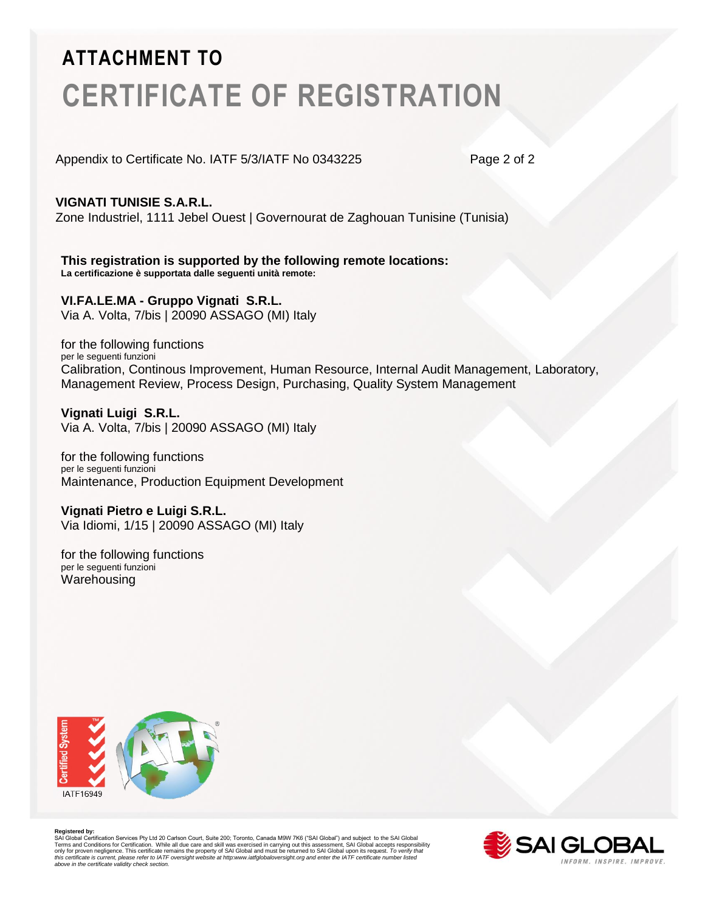# ATTACHMENT TO
# CERTIFICATE OF REGISTRATION

Appendix to Certificate No. IATF 5/3/IATF No 0343225

**VIGNATI TUNISIE S.A.R.L.**
Zone Industriel, 1111 Jebel Ouest | Governourat de Zaghouan Tunisine (Tunisia)

**This registration is supported by the following remote locations:**
**La certificazione è supportata dalle seguenti unità remote:**

**VI.FA.LE.MA - Gruppo Vignati S.R.L.**
Via A. Volta, 7/bis | 20090 ASSAGO (MI) Italy

for the following functions
per le seguenti funzioni
Calibration, Continous Improvement, Human Resource, Internal Audit Management, Laboratory, Management Review, Process Design, Purchasing, Quality System Management

**Vignati Luigi S.R.L.**
Via A. Volta, 7/bis | 20090 ASSAGO (MI) Italy

for the following functions
per le seguenti funzioni
Maintenance, Production Equipment Development

**Vignati Pietro e Luigi S.R.L.**
Via Idiomi, 1/15 | 20090 ASSAGO (MI) Italy

for the following functions
per le seguenti funzioni
Warehousing

Certified System
IATF16949

**Registered by:**
SAI Global Certification Services Pty Ltd 20 Carlson Court, Suite 200; Toronto, Canada M9W 7K6 ("SAI Global") and subject to the SAI Global Terms and Conditions for Certification. While all due care and skill was exercised in carrying out this assessment, SAI Global accepts responsibility only for proven negligence. This certificate remains the property of SAI Global and must be returned to SAI Global upon its request. *To verify that this certificate is current, please refer to IATF oversight website at http:www.iatfglobaloversight.org and enter the IATF certificate number listed above in the certificate validity check section.*

SAI GLOBAL
INFORM. INSPIRE. IMPROVE.